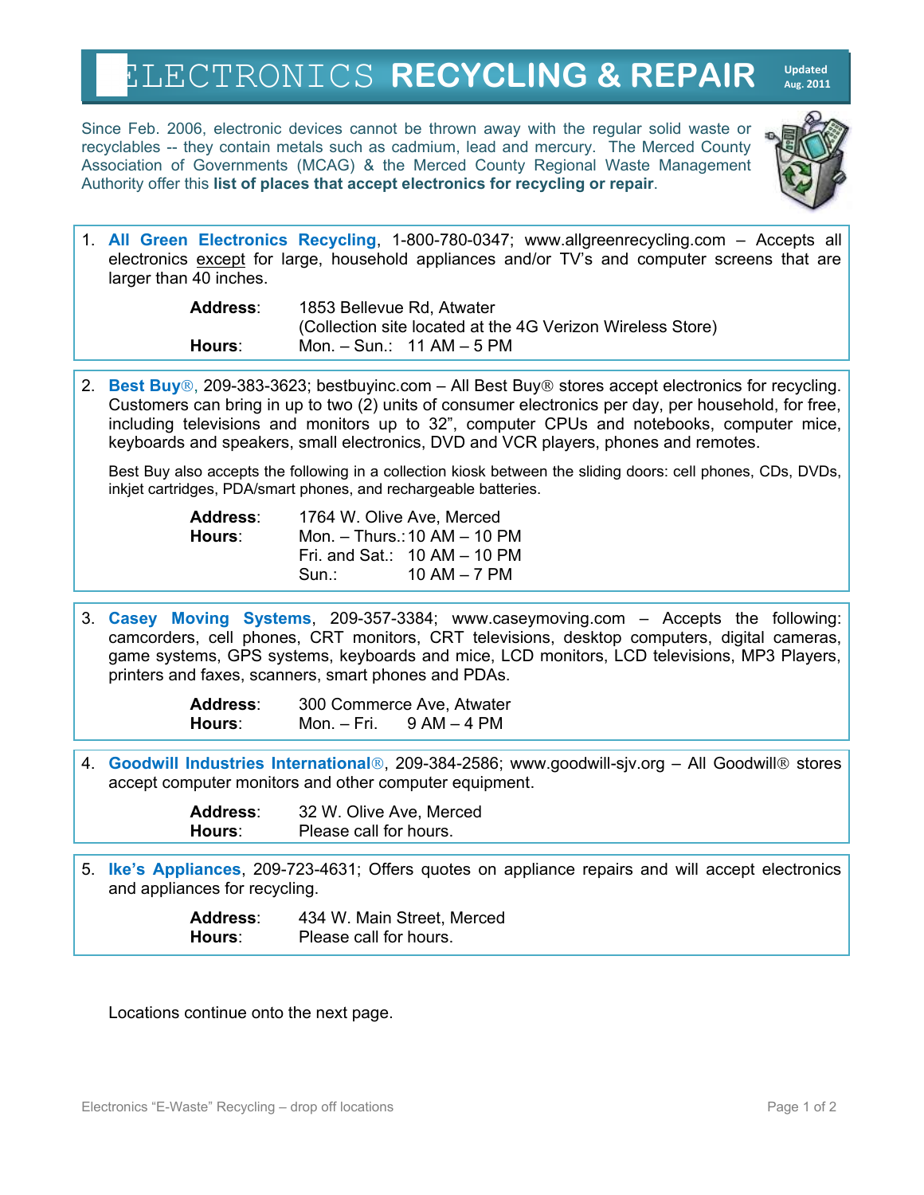# ELECTRONICS RECYCLING & REPAIR

Updated Aug. 2011

Since Feb. 2006, electronic devices cannot be thrown away with the regular solid waste or recyclables -- they contain metals such as cadmium, lead and mercury. The Merced County Association of Governments (MCAG) & the Merced County Regional Waste Management Authority offer this **list of places that accept electronics for recycling or repair**.

1. **All Green Electronics Recycling**, 1-800-780-0347; www.allgreenrecycling.com – Accepts all electronics except for large, household appliances and/or TV's and computer screens that are larger than 40 inches.

   **Address**: 1853 Bellevue Rd, Atwater
   (Collection site located at the 4G Verizon Wireless Store)
   **Hours**: Mon. – Sun.: 11 AM – 5 PM

2. **Best Buy®**, 209-383-3623; bestbuyinc.com – All Best Buy® stores accept electronics for recycling. Customers can bring in up to two (2) units of consumer electronics per day, per household, for free, including televisions and monitors up to 32", computer CPUs and notebooks, computer mice, keyboards and speakers, small electronics, DVD and VCR players, phones and remotes.

   Best Buy also accepts the following in a collection kiosk between the sliding doors: cell phones, CDs, DVDs, inkjet cartridges, PDA/smart phones, and rechargeable batteries.

   **Address**: 1764 W. Olive Ave, Merced
   **Hours**: Mon. – Thurs.: 10 AM – 10 PM
   Fri. and Sat.: 10 AM – 10 PM
   Sun.: 10 AM – 7 PM

3. **Casey Moving Systems**, 209-357-3384; www.caseymoving.com – Accepts the following: camcorders, cell phones, CRT monitors, CRT televisions, desktop computers, digital cameras, game systems, GPS systems, keyboards and mice, LCD monitors, LCD televisions, MP3 Players, printers and faxes, scanners, smart phones and PDAs.

   **Address**: 300 Commerce Ave, Atwater
   **Hours**: Mon. – Fri. 9 AM – 4 PM

4. **Goodwill Industries International®**, 209-384-2586; www.goodwill-sjv.org – All Goodwill® stores accept computer monitors and other computer equipment.

   **Address**: 32 W. Olive Ave, Merced
   **Hours**: Please call for hours.

5. **Ike's Appliances**, 209-723-4631; Offers quotes on appliance repairs and will accept electronics and appliances for recycling.

   **Address**: 434 W. Main Street, Merced
   **Hours**: Please call for hours.

Locations continue onto the next page.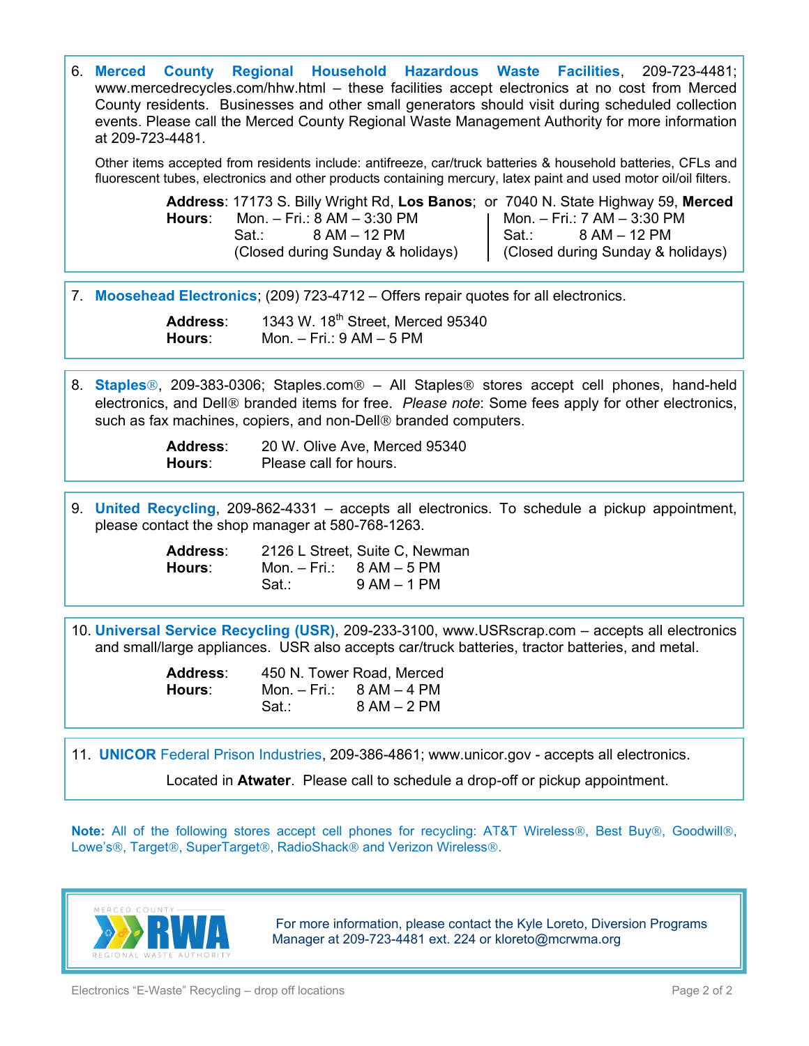6. **Merced County Regional Household Hazardous Waste Facilities**, 209-723-4481; www.mercedrecycles.com/hhw.html – these facilities accept electronics at no cost from Merced County residents. Businesses and other small generators should visit during scheduled collection events. Please call the Merced County Regional Waste Management Authority for more information at 209-723-4481.

   Other items accepted from residents include: antifreeze, car/truck batteries & household batteries, CFLs and fluorescent tubes, electronics and other products containing mercury, latex paint and used motor oil/oil filters.

   **Address**: 17173 S. Billy Wright Rd, **Los Banos**; or 7040 N. State Highway 59, **Merced**

   **Hours**:

   | | Los Banos | Merced |
   |---|---|---|
   | Mon. – Fri.: | 8 AM – 3:30 PM | 7 AM – 3:30 PM |
   | Sat.: | 8 AM – 12 PM | 8 AM – 12 PM |
   | | (Closed during Sunday & holidays) | (Closed during Sunday & holidays) |

7. **Moosehead Electronics**; (209) 723-4712 – Offers repair quotes for all electronics.

   **Address**: 1343 W. 18th Street, Merced 95340
   **Hours**: Mon. – Fri.: 9 AM – 5 PM

8. **Staples®**, 209-383-0306; Staples.com® – All Staples® stores accept cell phones, hand-held electronics, and Dell® branded items for free. *Please note*: Some fees apply for other electronics, such as fax machines, copiers, and non-Dell® branded computers.

   **Address**: 20 W. Olive Ave, Merced 95340
   **Hours**: Please call for hours.

9. **United Recycling**, 209-862-4331 – accepts all electronics. To schedule a pickup appointment, please contact the shop manager at 580-768-1263.

   **Address**: 2126 L Street, Suite C, Newman
   **Hours**: Mon. – Fri.: 8 AM – 5 PM
   Sat.: 9 AM – 1 PM

10. **Universal Service Recycling (USR)**, 209-233-3100, www.USRscrap.com – accepts all electronics and small/large appliances. USR also accepts car/truck batteries, tractor batteries, and metal.

    **Address**: 450 N. Tower Road, Merced
    **Hours**: Mon. – Fri.: 8 AM – 4 PM
    Sat.: 8 AM – 2 PM

11. **UNICOR** Federal Prison Industries, 209-386-4861; www.unicor.gov - accepts all electronics.

    Located in **Atwater**. Please call to schedule a drop-off or pickup appointment.

**Note:** All of the following stores accept cell phones for recycling: AT&T Wireless®, Best Buy®, Goodwill®, Lowe's®, Target®, SuperTarget®, RadioShack® and Verizon Wireless®.

MERCED COUNTY RWA REGIONAL WASTE AUTHORITY

For more information, please contact the Kyle Loreto, Diversion Programs Manager at 209-723-4481 ext. 224 or kloreto@mcrwma.org